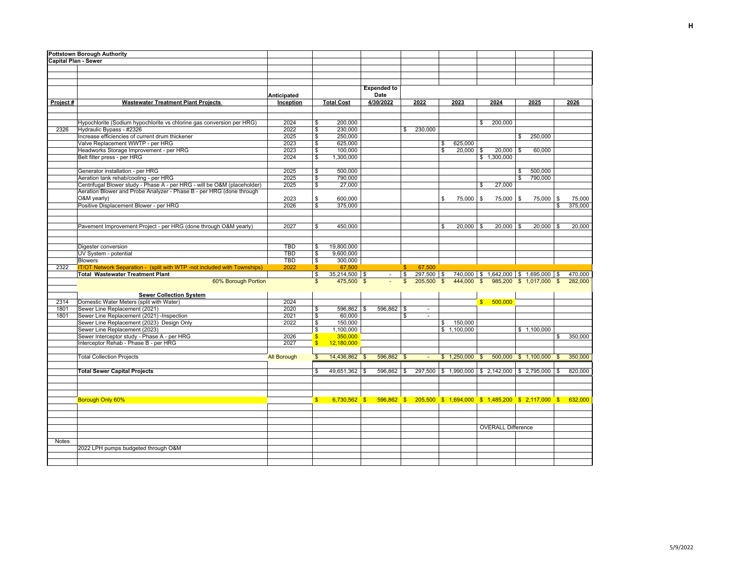**Pottstown Borough Authority**
**Capital Plan - Sewer**

| Project # | Wastewater Treatment Plant Projects | Anticipated Inception | Total Cost | Expended to Date 4/30/2022 | 2022 | 2023 | 2024 | 2025 | 2026 |
|---|---|---|---|---|---|---|---|---|---|
| | Hypochlorite (Sodium hypochlorite vs chlorine gas conversion per HRG) | 2024 | $ 200,000 | | | | $ 200,000 | | |
| 2326 | Hydraulic Bypass - #2326 | 2022 | $ 230,000 | | $ 230,000 | | | | |
| | Increase efficiencies of current drum thickener | 2025 | $ 250,000 | | | | | $ 250,000 | |
| | Valve Replacement WWTP - per HRG | 2023 | $ 625,000 | | | $ 625,000 | | | |
| | Headworks Storage Improvement - per HRG | 2023 | $ 100,000 | | | $ 20,000 | $ 20,000 | $ 60,000 | |
| | Belt filter press - per HRG | 2024 | $ 1,300,000 | | | | $ 1,300,000 | | |
| | Generator installation - per HRG | 2025 | $ 500,000 | | | | | $ 500,000 | |
| | Aeration tank rehab/cooling - per HRG | 2025 | $ 790,000 | | | | | $ 790,000 | |
| | Centrifugal Blower study - Phase A - per HRG - will be O&M (placeholder) | 2025 | $ 27,000 | | | | $ 27,000 | | |
| | Aeration Blower and Probe Analyzer - Phase B - per HRG (done through O&M yearly) | 2023 | $ 600,000 | | | $ 75,000 | $ 75,000 | $ 75,000 | $ 75,000 |
| | Positive Displacement Blower - per HRG | 2026 | $ 375,000 | | | | | | $ 375,000 |
| | Pavement Improvement Project - per HRG (done through O&M yearly) | 2027 | $ 450,000 | | | $ 20,000 | $ 20,000 | $ 20,000 | $ 20,000 |
| | Digester conversion | TBD | $ 19,800,000 | | | | | | |
| | UV System - potential | TBD | $ 9,600,000 | | | | | | |
| | Blowers | TBD | $ 300,000 | | | | | | |
| 2322 | IT/OT Network Separation - (split with WTP -not included with Townships) | 2022 | $ 67,500 | | $ 67,500 | | | | |
| | **Total Wastewater Treatment Plant** | | $ 35,214,500 | $ - | $ 297,500 | $ 740,000 | $ 1,642,000 | $ 1,695,000 | $ 470,000 |
| | 60% Borough Portion | | $ 475,500 | $ - | $ 205,500 | $ 444,000 | $ 985,200 | $ 1,017,000 | $ 282,000 |
| | **Sewer Collection System** | | | | | | | | |
| 2314 | Domestic Water Meters (split with Water) | 2024 | | | | | $ 500,000 | | |
| 1801 | Sewer Line Replacement (2021) | 2020 | $ 596,862 | $ 596,862 | $ - | | | | |
| 1801 | Sewer Line Replacement (2021) -Inspection | 2021 | $ 60,000 | | $ - | | | | |
| | Sewer Line Replacement (2023) Design Only | 2022 | $ 150,000 | | | $ 150,000 | | | |
| | Sewer Line Replacement (2023) | | $ 1,100,000 | | | $ 1,100,000 | | $ 1,100,000 | |
| | Sewer Interceptor study - Phase A - per HRG | 2026 | $ 350,000 | | | | | | $ 350,000 |
| | Interceptor Rehab - Phase B - per HRG | 2027 | $ 12,180,000 | | | | | | |
| | Total Collection Projects | All Borough | $ 14,436,862 | $ 596,862 | $ - | $ 1,250,000 | $ 500,000 | $ 1,100,000 | $ 350,000 |
| | **Total Sewer Capital Projects** | | $ 49,651,362 | $ 596,862 | $ 297,500 | $ 1,990,000 | $ 2,142,000 | $ 2,795,000 | $ 820,000 |
| | Borough Only 60% | | $ 6,730,562 | $ 596,862 | $ 205,500 | $ 1,694,000 | $ 1,485,200 | $ 2,117,000 | $ 632,000 |
| | | | | | | | OVERALL Difference | | |

Notes

2022 LPH pumps budgeted through O&M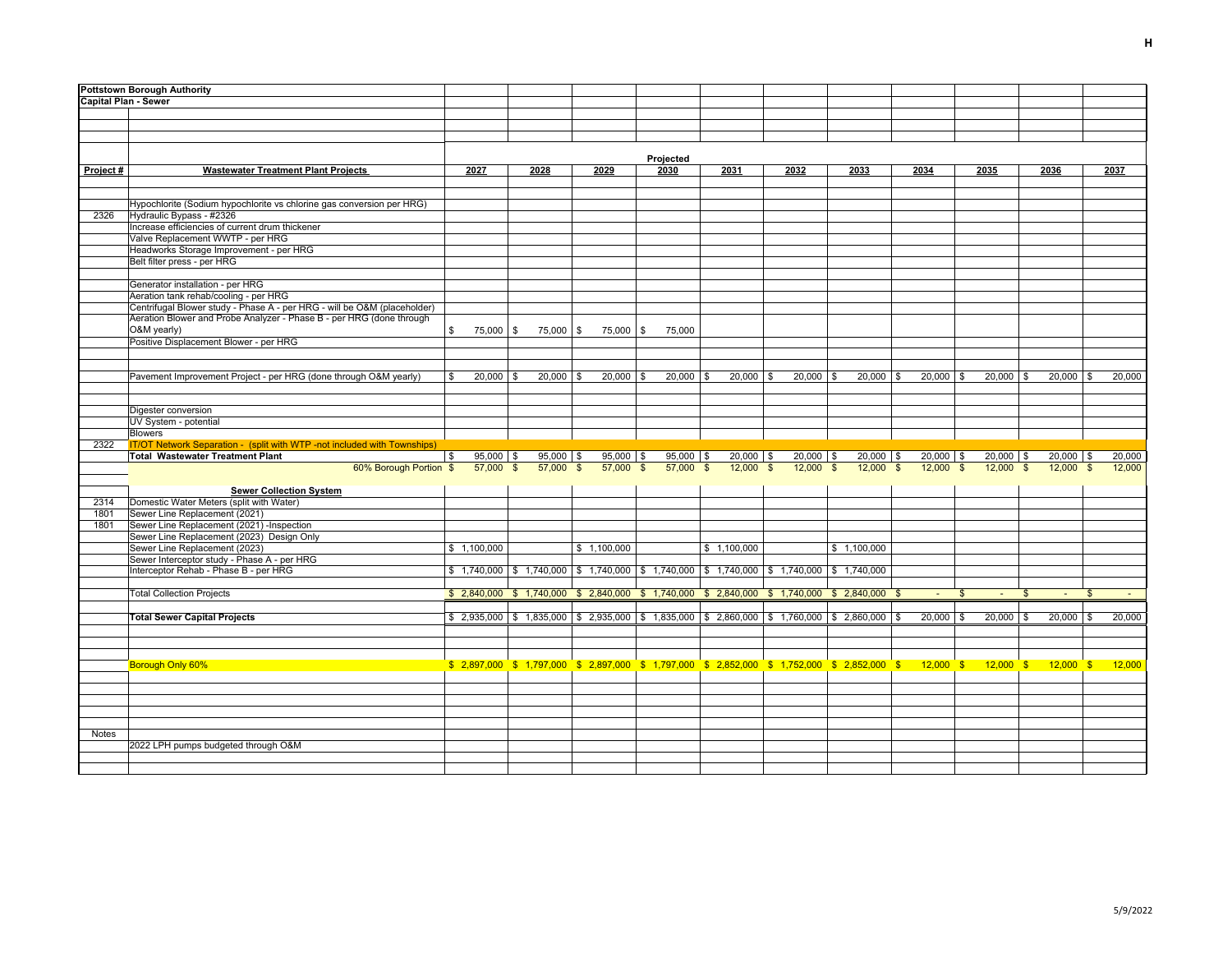**Pottstown Borough Authority**
**Capital Plan - Sewer**

| Project # | Wastewater Treatment Plant Projects | 2027 | 2028 | 2029 | Projected 2030 | 2031 | 2032 | 2033 | 2034 | 2035 | 2036 | 2037 |
|---|---|---|---|---|---|---|---|---|---|---|---|---|
| | Hypochlorite (Sodium hypochlorite vs chlorine gas conversion per HRG) | | | | | | | | | | | |
| 2326 | Hydraulic Bypass - #2326 | | | | | | | | | | | |
| | Increase efficiencies of current drum thickener | | | | | | | | | | | |
| | Valve Replacement WWTP - per HRG | | | | | | | | | | | |
| | Headworks Storage Improvement - per HRG | | | | | | | | | | | |
| | Belt filter press - per HRG | | | | | | | | | | | |
| | Generator installation - per HRG | | | | | | | | | | | |
| | Aeration tank rehab/cooling - per HRG | | | | | | | | | | | |
| | Centrifugal Blower study - Phase A - per HRG - will be O&M (placeholder) | | | | | | | | | | | |
| | Aeration Blower and Probe Analyzer - Phase B - per HRG (done through O&M yearly) | $ 75,000 | $ 75,000 | $ 75,000 | $ 75,000 | | | | | | | |
| | Positive Displacement Blower - per HRG | | | | | | | | | | | |
| | Pavement Improvement Project - per HRG (done through O&M yearly) | $ 20,000 | $ 20,000 | $ 20,000 | $ 20,000 | $ 20,000 | $ 20,000 | $ 20,000 | $ 20,000 | $ 20,000 | $ 20,000 | $ 20,000 |
| | Digester conversion | | | | | | | | | | | |
| | UV System - potential | | | | | | | | | | | |
| | Blowers | | | | | | | | | | | |
| 2322 | IT/OT Network Separation - (split with WTP -not included with Townships) | | | | | | | | | | | |
| | **Total Wastewater Treatment Plant** | $ 95,000 | $ 95,000 | $ 95,000 | $ 95,000 | $ 20,000 | $ 20,000 | $ 20,000 | $ 20,000 | $ 20,000 | $ 20,000 | $ 20,000 |
| | 60% Borough Portion | $ 57,000 | $ 57,000 | $ 57,000 | $ 57,000 | $ 12,000 | $ 12,000 | $ 12,000 | $ 12,000 | $ 12,000 | $ 12,000 | $ 12,000 |
| | **Sewer Collection System** | | | | | | | | | | | |
| 2314 | Domestic Water Meters (split with Water) | | | | | | | | | | | |
| 1801 | Sewer Line Replacement (2021) | | | | | | | | | | | |
| 1801 | Sewer Line Replacement (2021) -Inspection | | | | | | | | | | | |
| | Sewer Line Replacement (2023) Design Only | | | | | | | | | | | |
| | Sewer Line Replacement (2023) | $ 1,100,000 | | $ 1,100,000 | | $ 1,100,000 | | $ 1,100,000 | | | | |
| | Sewer Interceptor study - Phase A - per HRG | | | | | | | | | | | |
| | Interceptor Rehab - Phase B - per HRG | $ 1,740,000 | $ 1,740,000 | $ 1,740,000 | $ 1,740,000 | $ 1,740,000 | $ 1,740,000 | $ 1,740,000 | | | | |
| | Total Collection Projects | $ 2,840,000 | $ 1,740,000 | $ 2,840,000 | $ 1,740,000 | $ 2,840,000 | $ 1,740,000 | $ 2,840,000 | $ - | $ - | $ - | $ - |
| | **Total Sewer Capital Projects** | $ 2,935,000 | $ 1,835,000 | $ 2,935,000 | $ 1,835,000 | $ 2,860,000 | $ 1,760,000 | $ 2,860,000 | $ 20,000 | $ 20,000 | $ 20,000 | $ 20,000 |
| | Borough Only 60% | $ 2,897,000 | $ 1,797,000 | $ 2,897,000 | $ 1,797,000 | $ 2,852,000 | $ 1,752,000 | $ 2,852,000 | $ 12,000 | $ 12,000 | $ 12,000 | $ 12,000 |

Notes

2022 LPH pumps budgeted through O&M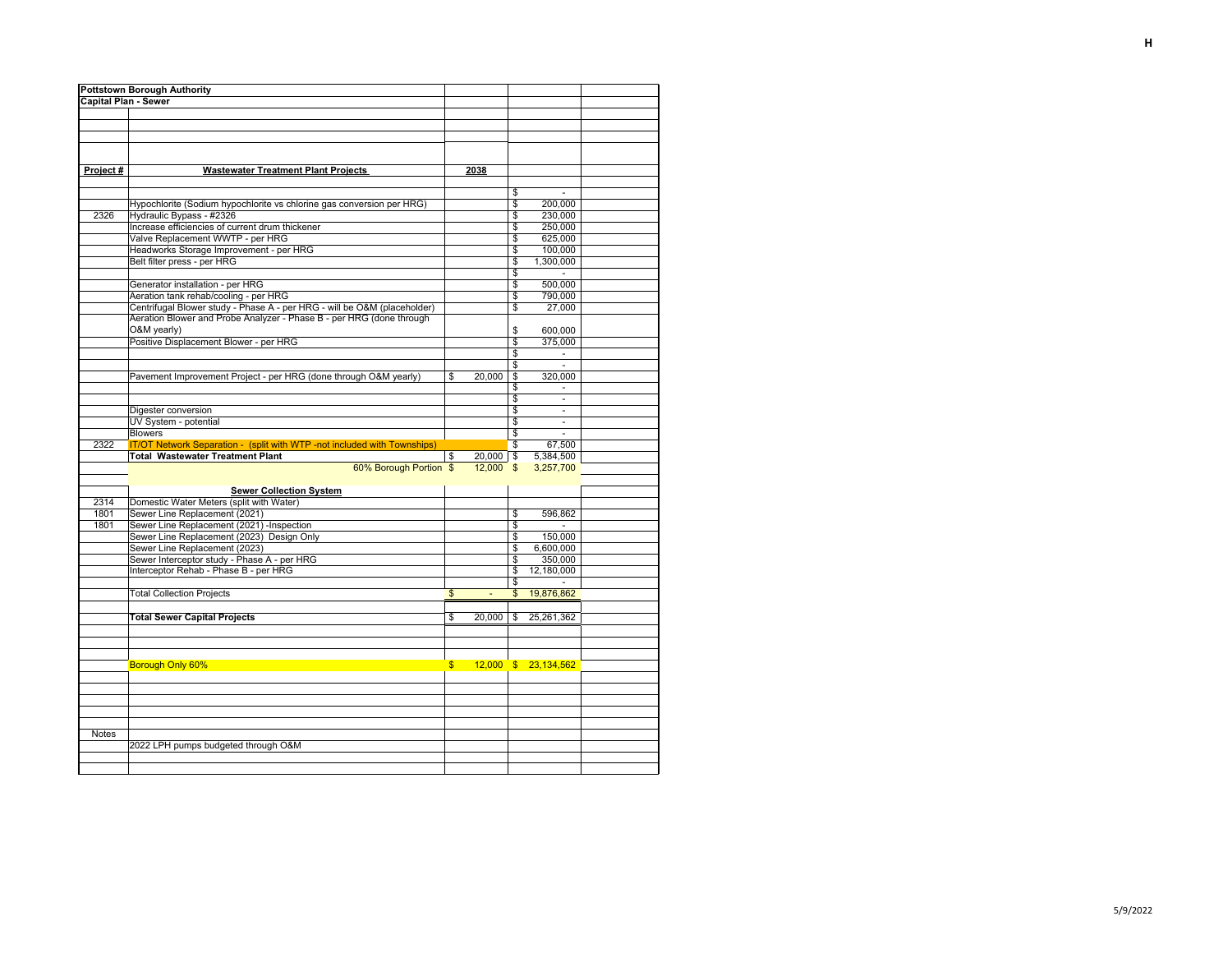**Pottstown Borough Authority**

**Capital Plan - Sewer**

| Project # | Wastewater Treatment Plant Projects | 2038 | | |
|---|---|---|---|---|
| | | | $ - | |
| | Hypochlorite (Sodium hypochlorite vs chlorine gas conversion per HRG) | | $ 200,000 | |
| 2326 | Hydraulic Bypass - #2326 | | $ 230,000 | |
| | Increase efficiencies of current drum thickener | | $ 250,000 | |
| | Valve Replacement WWTP - per HRG | | $ 625,000 | |
| | Headworks Storage Improvement - per HRG | | $ 100,000 | |
| | Belt filter press - per HRG | | $ 1,300,000 | |
| | | | $ - | |
| | Generator installation - per HRG | | $ 500,000 | |
| | Aeration tank rehab/cooling - per HRG | | $ 790,000 | |
| | Centrifugal Blower study - Phase A - per HRG - will be O&M (placeholder) | | $ 27,000 | |
| | Aeration Blower and Probe Analyzer - Phase B - per HRG (done through O&M yearly) | | $ 600,000 | |
| | Positive Displacement Blower - per HRG | | $ 375,000 | |
| | | | $ - | |
| | | | $ - | |
| | Pavement Improvement Project - per HRG (done through O&M yearly) | $ 20,000 | $ 320,000 | |
| | | | $ - | |
| | | | $ - | |
| | Digester conversion | | $ - | |
| | UV System - potential | | $ - | |
| | Blowers | | $ - | |
| 2322 | IT/OT Network Separation - (split with WTP -not included with Townships) | | $ 67,500 | |
| | **Total Wastewater Treatment Plant** | $ 20,000 | $ 5,384,500 | |
| | 60% Borough Portion | $ 12,000 | $ 3,257,700 | |
| | **Sewer Collection System** | | | |
| 2314 | Domestic Water Meters (split with Water) | | | |
| 1801 | Sewer Line Replacement (2021) | | $ 596,862 | |
| 1801 | Sewer Line Replacement (2021) -Inspection | | $ - | |
| | Sewer Line Replacement (2023) Design Only | | $ 150,000 | |
| | Sewer Line Replacement (2023) | | $ 6,600,000 | |
| | Sewer Interceptor study - Phase A - per HRG | | $ 350,000 | |
| | Interceptor Rehab - Phase B - per HRG | | $ 12,180,000 | |
| | | | $ - | |
| | Total Collection Projects | $ - | $ 19,876,862 | |
| | **Total Sewer Capital Projects** | $ 20,000 | $ 25,261,362 | |
| | Borough Only 60% | $ 12,000 | $ 23,134,562 | |
| Notes | | | | |
| | 2022 LPH pumps budgeted through O&M | | | |